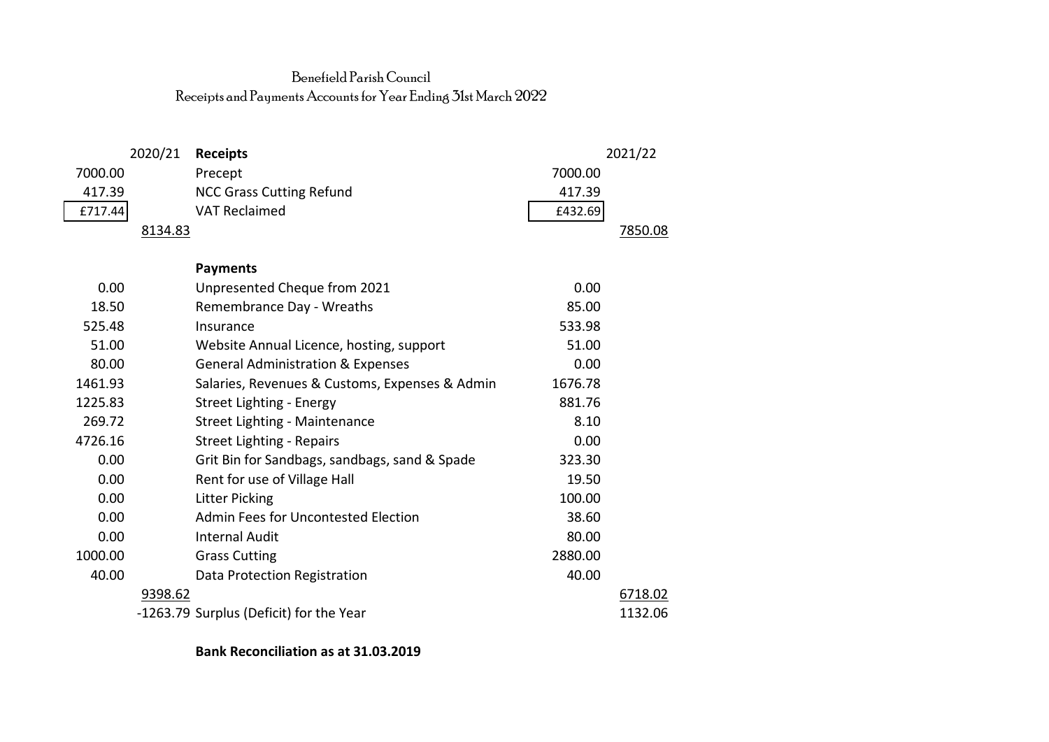# Benefield Parish Council

## Receipts and Payments Accounts for Year Ending 31st March 2022

| | 2020/21 | Receipts | | 2021/22 |
|---|---|---|---|---|
| 7000.00 | | Precept | 7000.00 | |
| 417.39 | | NCC Grass Cutting Refund | 417.39 | |
| £717.44 | | VAT Reclaimed | £432.69 | |
| | 8134.83 | | | 7850.08 |
| | | **Payments** | | |
| 0.00 | | Unpresented Cheque from 2021 | 0.00 | |
| 18.50 | | Remembrance Day - Wreaths | 85.00 | |
| 525.48 | | Insurance | 533.98 | |
| 51.00 | | Website Annual Licence, hosting, support | 51.00 | |
| 80.00 | | General Administration & Expenses | 0.00 | |
| 1461.93 | | Salaries, Revenues & Customs, Expenses & Admin | 1676.78 | |
| 1225.83 | | Street Lighting - Energy | 881.76 | |
| 269.72 | | Street Lighting - Maintenance | 8.10 | |
| 4726.16 | | Street Lighting - Repairs | 0.00 | |
| 0.00 | | Grit Bin for Sandbags, sandbags, sand & Spade | 323.30 | |
| 0.00 | | Rent for use of Village Hall | 19.50 | |
| 0.00 | | Litter Picking | 100.00 | |
| 0.00 | | Admin Fees for Uncontested Election | 38.60 | |
| 0.00 | | Internal Audit | 80.00 | |
| 1000.00 | | Grass Cutting | 2880.00 | |
| 40.00 | | Data Protection Registration | 40.00 | |
| | 9398.62 | | | 6718.02 |
| | -1263.79 | Surplus (Deficit) for the Year | | 1132.06 |

**Bank Reconciliation as at 31.03.2019**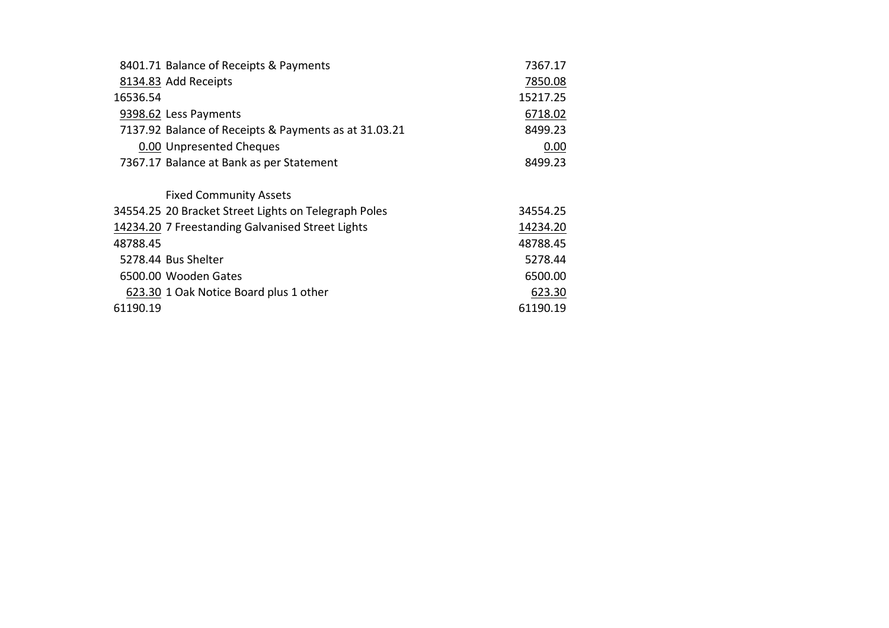| | | |
|---|---|---|
| 8401.71 | Balance of Receipts & Payments | 7367.17 |
| 8134.83 | Add Receipts | 7850.08 |
| 16536.54 | | 15217.25 |
| 9398.62 | Less Payments | 6718.02 |
| 7137.92 | Balance of Receipts & Payments as at 31.03.21 | 8499.23 |
| 0.00 | Unpresented Cheques | 0.00 |
| 7367.17 | Balance at Bank as per Statement | 8499.23 |
| | | |
| | Fixed Community Assets | |
| 34554.25 | 20 Bracket Street Lights on Telegraph Poles | 34554.25 |
| 14234.20 | 7 Freestanding Galvanised Street Lights | 14234.20 |
| 48788.45 | | 48788.45 |
| 5278.44 | Bus Shelter | 5278.44 |
| 6500.00 | Wooden Gates | 6500.00 |
| 623.30 | 1 Oak Notice Board plus 1 other | 623.30 |
| 61190.19 | | 61190.19 |